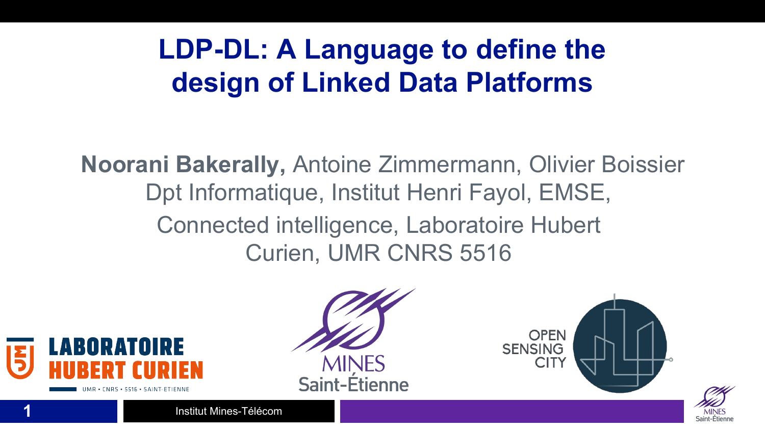# LDP-DL: A Language to define the design of Linked Data Platforms

**Noorani Bakerally,** Antoine Zimmermann, Olivier Boissier
Dpt Informatique, Institut Henri Fayol, EMSE,
Connected intelligence, Laboratoire Hubert Curien, UMR CNRS 5516

LABORATOIRE HUBERT CURIEN
UMR • CNRS • 5516 • SAINT-ETIENNE

MINES Saint-Étienne

OPEN SENSING CITY

Institut Mines-Télécom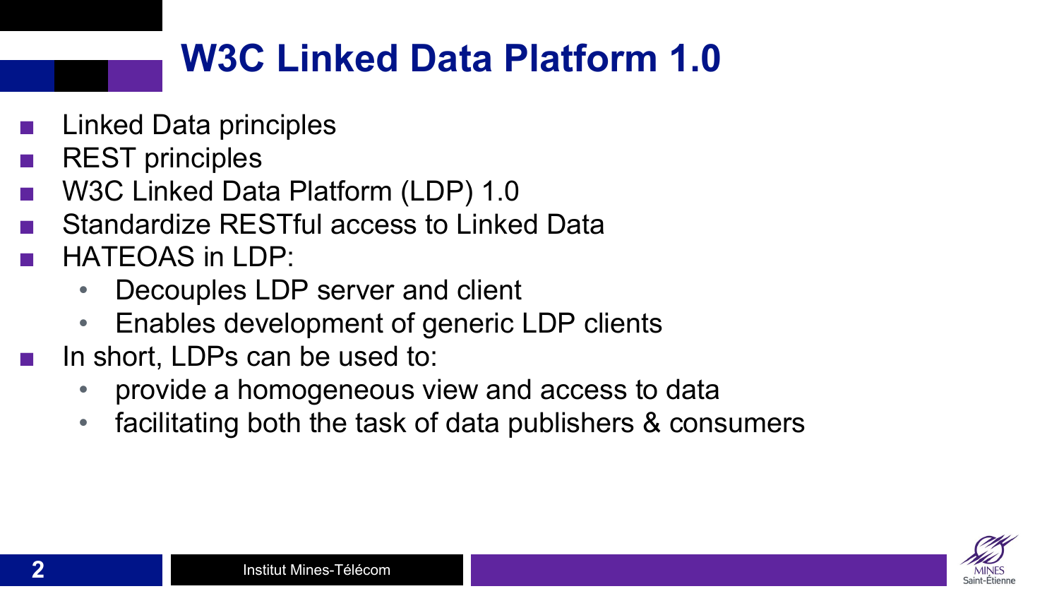# W3C Linked Data Platform 1.0

- Linked Data principles
- REST principles
- W3C Linked Data Platform (LDP) 1.0
- Standardize RESTful access to Linked Data
- HATEOAS in LDP:
  - Decouples LDP server and client
  - Enables development of generic LDP clients
- In short, LDPs can be used to:
  - provide a homogeneous view and access to data
  - facilitating both the task of data publishers & consumers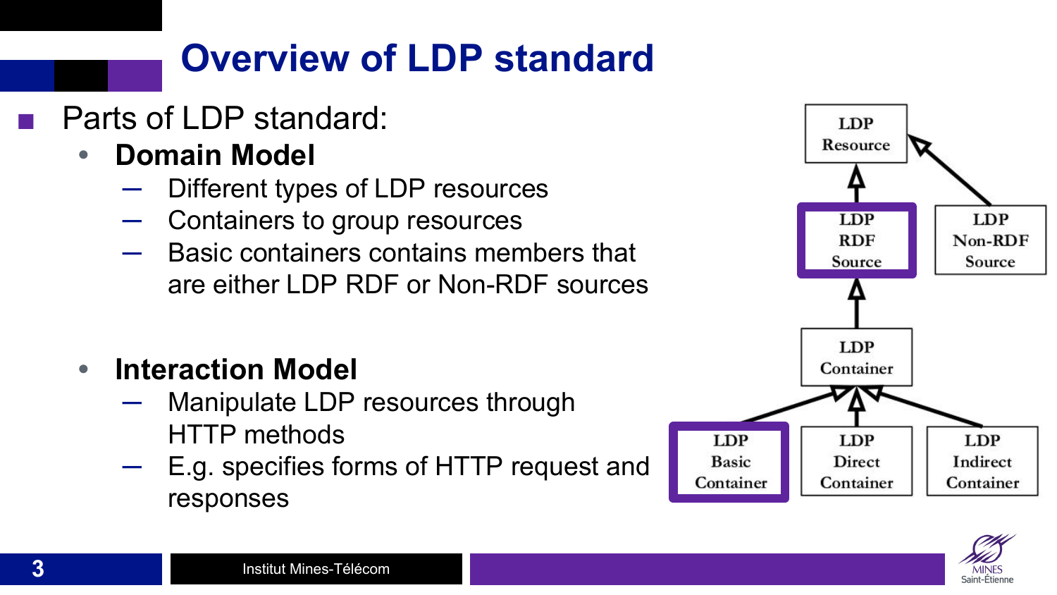# Overview of LDP standard

- Parts of LDP standard:
  - **Domain Model**
    - Different types of LDP resources
    - Containers to group resources
    - Basic containers contains members that are either LDP RDF or Non-RDF sources
  - **Interaction Model**
    - Manipulate LDP resources through HTTP methods
    - E.g. specifies forms of HTTP request and responses

LDP Resource

LDP RDF Source

LDP Non-RDF Source

LDP Container

LDP Basic Container

LDP Direct Container

LDP Indirect Container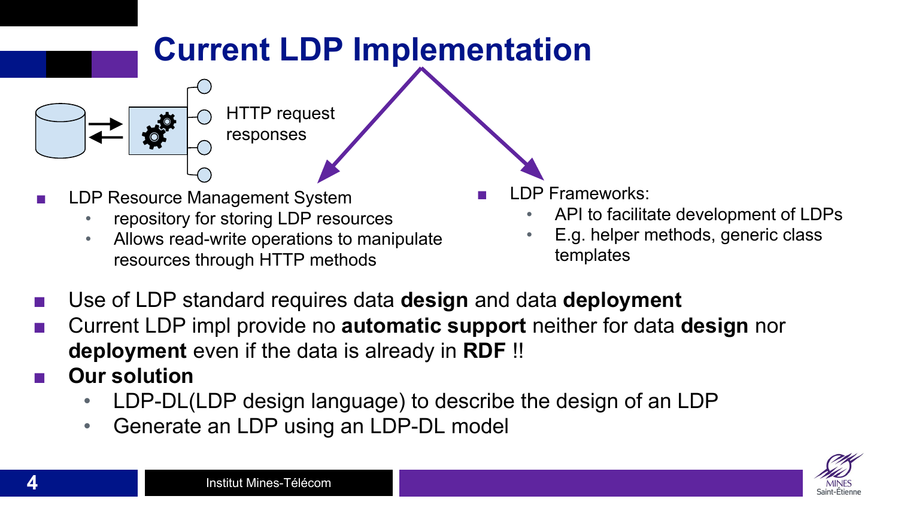# Current LDP Implementation

HTTP request responses

- LDP Resource Management System
  - repository for storing LDP resources
  - Allows read-write operations to manipulate resources through HTTP methods
- LDP Frameworks:
  - API to facilitate development of LDPs
  - E.g. helper methods, generic class templates

- Use of LDP standard requires data **design** and data **deployment**
- Current LDP impl provide no **automatic support** neither for data **design** nor **deployment** even if the data is already in **RDF** !!
- **Our solution**
  - LDP-DL(LDP design language) to describe the design of an LDP
  - Generate an LDP using an LDP-DL model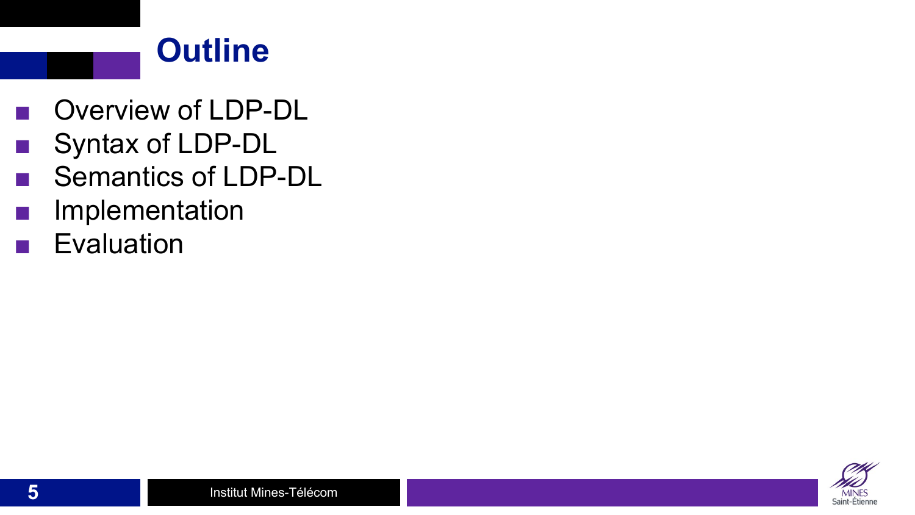# Outline

- Overview of LDP-DL
- Syntax of LDP-DL
- Semantics of LDP-DL
- Implementation
- Evaluation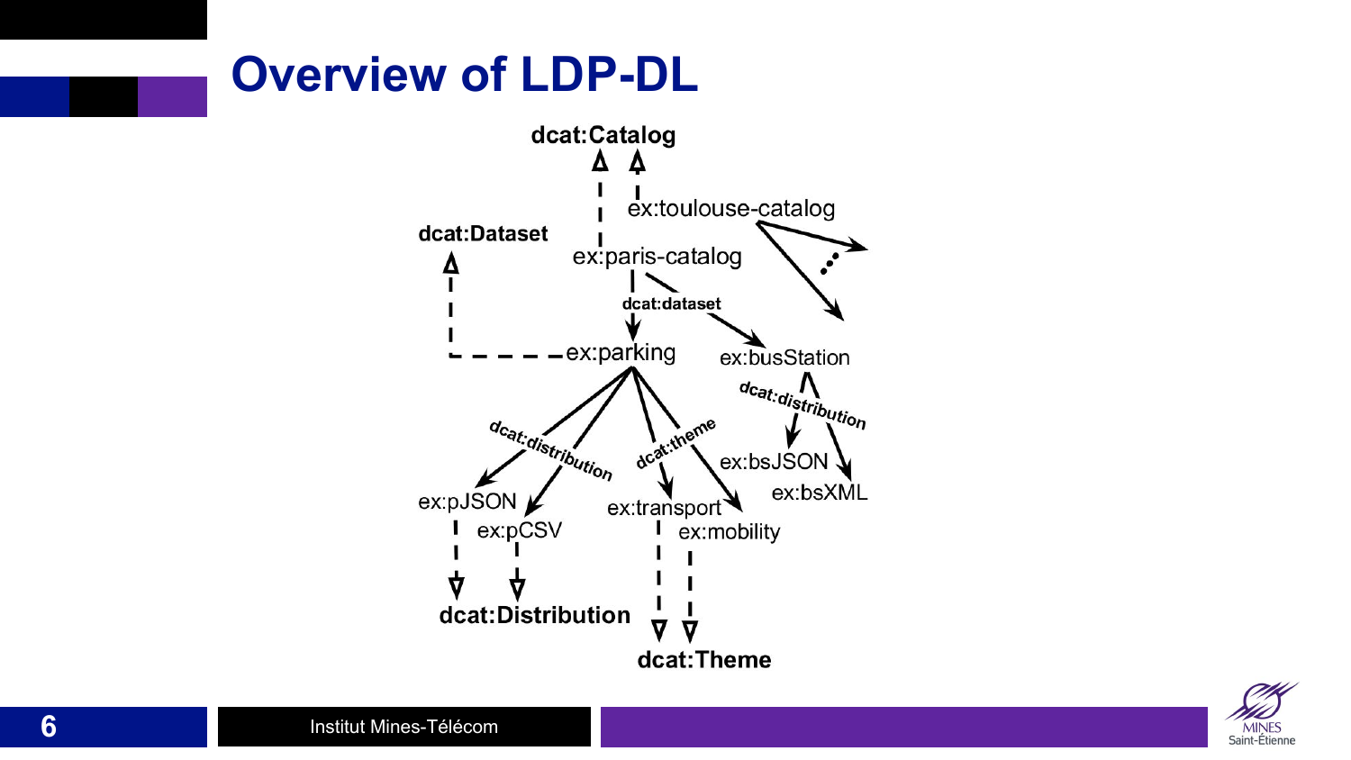# Overview of LDP-DL

dcat:Catalog

ex:toulouse-catalog

dcat:Dataset

ex:paris-catalog

dcat:dataset

ex:parking

ex:busStation

dcat:distribution

dcat:distribution

dcat:theme

ex:bsJSON

ex:bsXML

ex:pJSON

ex:pCSV

ex:transport

ex:mobility

dcat:Distribution

dcat:Theme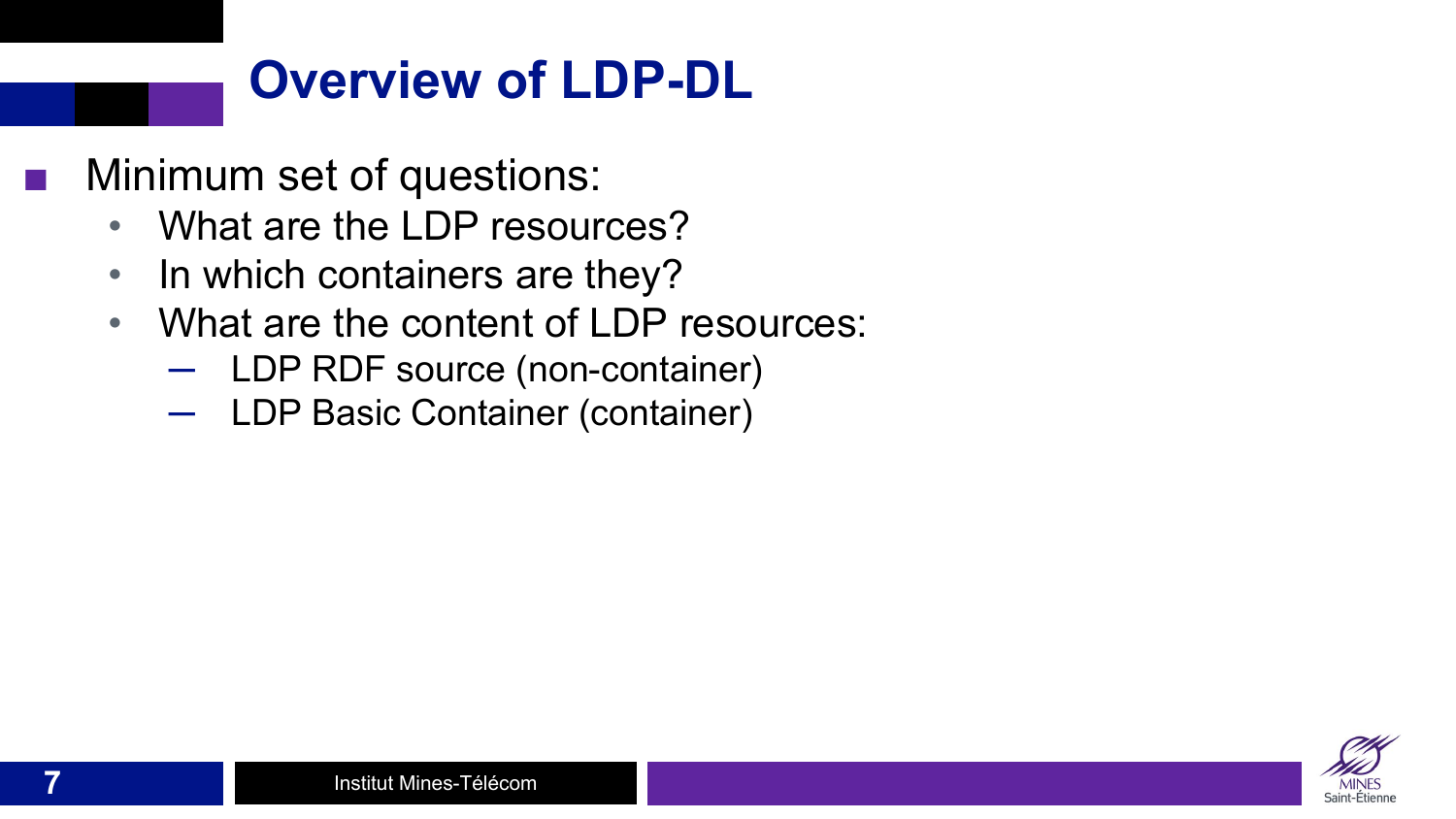# Overview of LDP-DL

- Minimum set of questions:
  - What are the LDP resources?
  - In which containers are they?
  - What are the content of LDP resources:
    - LDP RDF source (non-container)
    - LDP Basic Container (container)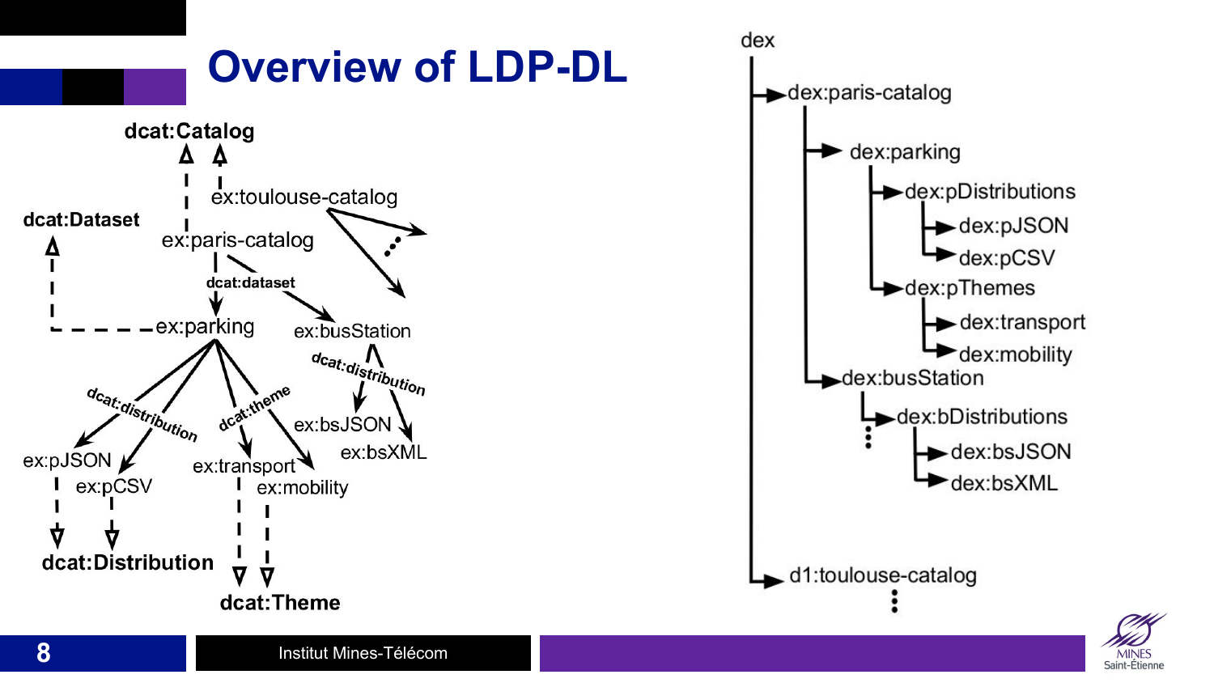# Overview of LDP-DL

dcat:Catalog

ex:toulouse-catalog

dcat:Dataset

ex:paris-catalog

dcat:dataset

ex:parking

ex:busStation

dcat:distribution

dcat:distribution

dcat:theme

ex:bsJSON

ex:bsXML

ex:pJSON

ex:pCSV

ex:transport

ex:mobility

dcat:Distribution

dcat:Theme

```
dex
├─► dex:paris-catalog
│   ├─► dex:parking
│   │   ├─► dex:pDistributions
│   │   │   ├─► dex:pJSON
│   │   │   └─► dex:pCSV
│   │   └─► dex:pThemes
│   │       ├─► dex:transport
│   │       └─► dex:mobility
│   └─► dex:busStation
│       ├─► dex:bDistributions
│       │   ├─► dex:bsJSON
│       │   └─► dex:bsXML
│       ⋮
└─► d1:toulouse-catalog
    ⋮
```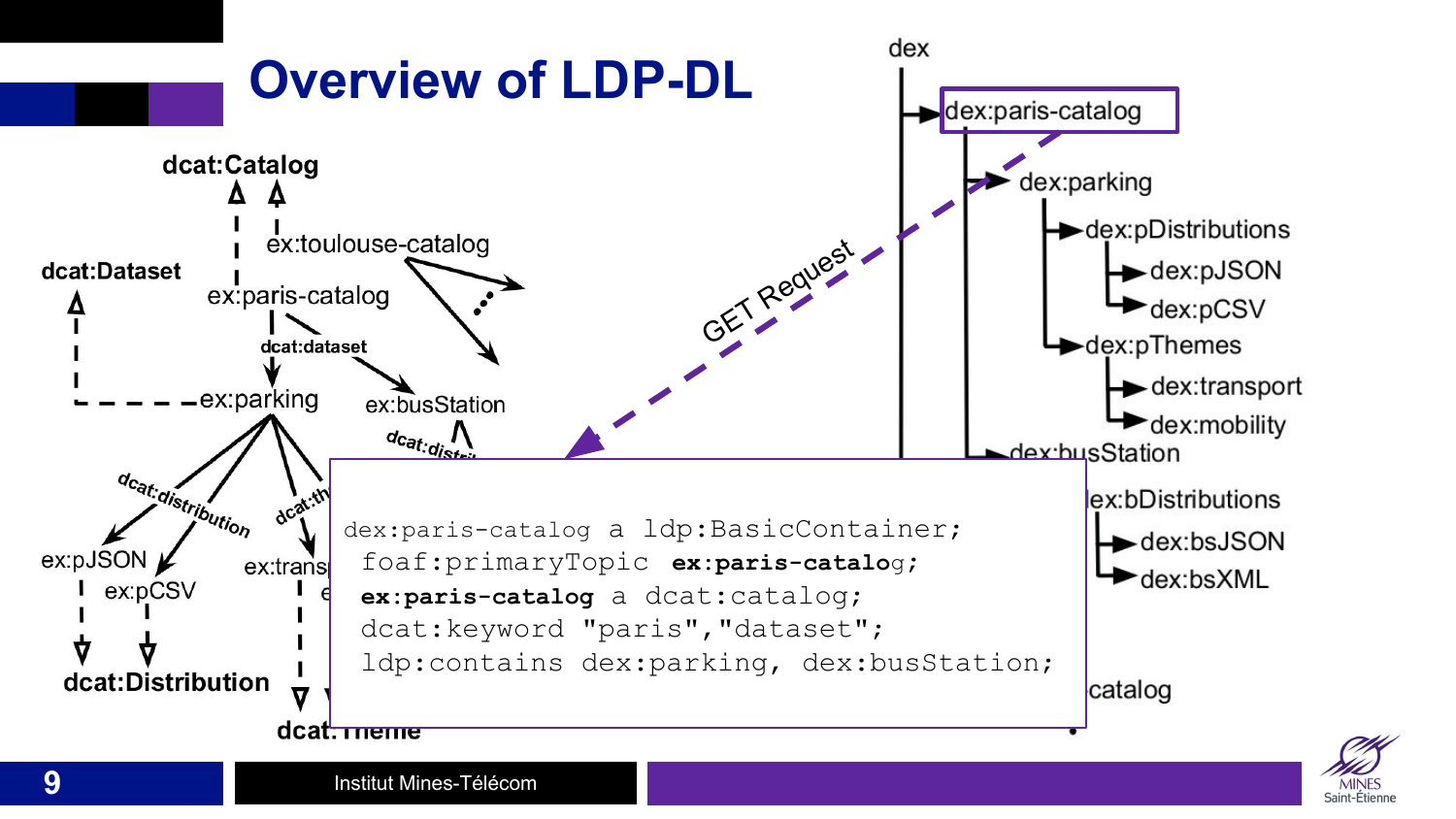# Overview of LDP-DL

dcat:Catalog

ex:toulouse-catalog

dcat:Dataset

ex:paris-catalog

dcat:dataset

ex:parking

ex:busStation

dcat:distribution

ex:pJSON

ex:pCSV

dcat:Distribution

dcat:Theme

GET Request

- dex
  - dex:paris-catalog
    - dex:parking
      - dex:pDistributions
        - dex:pJSON
        - dex:pCSV
      - dex:pThemes
        - dex:transport
        - dex:mobility
    - dex:busStation
      - dex:bDistributions
        - dex:bsJSON
        - dex:bsXML

```
dex:paris-catalog a ldp:BasicContainer;
 foaf:primaryTopic ex:paris-catalog;
 ex:paris-catalog a dcat:catalog;
 dcat:keyword "paris","dataset";
 ldp:contains dex:parking, dex:busStation;
```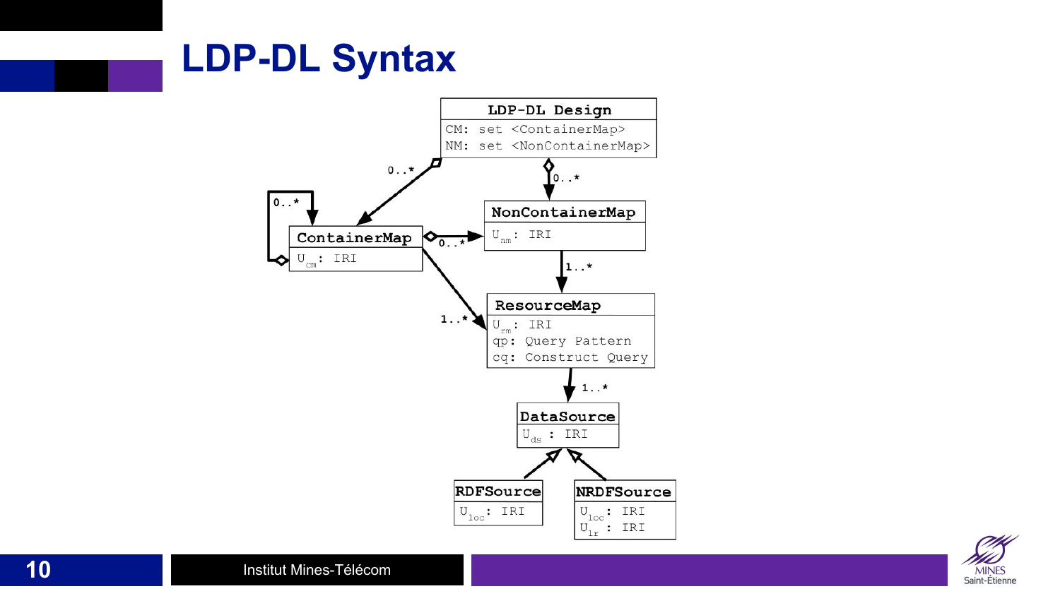# LDP-DL Syntax

**LDP-DL Design**
- CM: set <ContainerMap>
- NM: set <NonContainerMap>

**ContainerMap**
- $U_{cm}$ : IRI

**NonContainerMap**
- $U_{nm}$ : IRI

**ResourceMap**
- $U_{rm}$ : IRI
- qp: Query Pattern
- cq: Construct Query

**DataSource**
- $U_{ds}$ : IRI

**RDFSource**
- $U_{loc}$ : IRI

**NRDFSource**
- $U_{loc}$ : IRI
- $U_{lr}$ : IRI

Relationships:
- LDP-DL Design → ContainerMap: 0..*
- LDP-DL Design → NonContainerMap: 0..*
- ContainerMap → ContainerMap: 0..*
- ContainerMap → NonContainerMap: 0..*
- ContainerMap → ResourceMap: 1..*
- NonContainerMap → ResourceMap: 1..*
- ResourceMap → DataSource: 1..*
- RDFSource, NRDFSource → DataSource (generalization)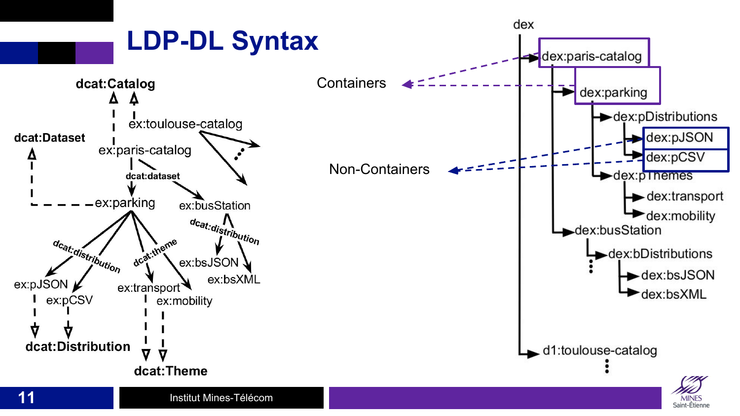# LDP-DL Syntax

dcat:Catalog

ex:toulouse-catalog

dcat:Dataset

ex:paris-catalog

dcat:dataset

ex:parking

ex:busStation

dcat:distribution

dcat:distribution

dcat:theme

ex:bsJSON

ex:bsXML

ex:pJSON

ex:pCSV

ex:transport

ex:mobility

dcat:Distribution

dcat:Theme

Containers

Non-Containers

- dex
  - dex:paris-catalog
    - dex:parking
      - dex:pDistributions
        - dex:pJSON
        - dex:pCSV
      - dex:pThemes
        - dex:transport
        - dex:mobility
    - dex:busStation
      - dex:bDistributions
        - dex:bsJSON
        - dex:bsXML
      - ⋮
  - d1:toulouse-catalog
  - ⋮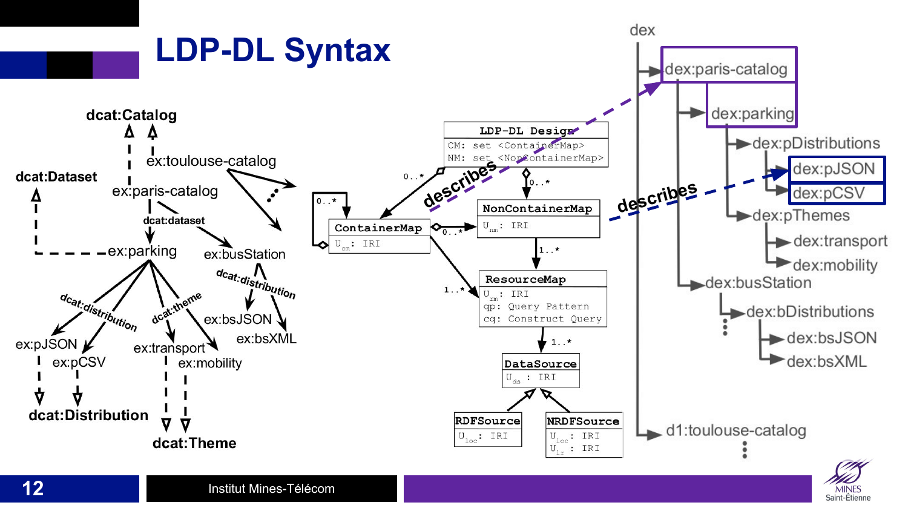# LDP-DL Syntax

dcat:Catalog

ex:toulouse-catalog

dcat:Dataset

ex:paris-catalog

dcat:dataset

ex:parking

ex:busStation

dcat:distribution

dcat:distribution

dcat:theme

ex:bsJSON

ex:bsXML

ex:pJSON

ex:pCSV

ex:transport

ex:mobility

dcat:Distribution

dcat:Theme

| LDP-DL Design |
|---|
| CM: set <ContainerMap> |
| NM: set <NonContainerMap> |

| ContainerMap |
|---|
| $U_{cm}$: IRI |

| NonContainerMap |
|---|
| $U_{nm}$: IRI |

| ResourceMap |
|---|
| $U_{rm}$: IRI |
| qp: Query Pattern |
| cq: Construct Query |

| DataSource |
|---|
| $U_{ds}$: IRI |

| RDFSource |
|---|
| $U_{loc}$: IRI |

| NRDFSource |
|---|
| $U_{loc}$: IRI |
| $U_{lr}$: IRI |

0..* 0..* 0..* 0..* 1..* 1..* 1..*

describes

describes

- dex
  - dex:paris-catalog
    - dex:parking
      - dex:pDistributions
        - dex:pJSON
        - dex:pCSV
      - dex:pThemes
        - dex:transport
        - dex:mobility
    - dex:busStation
      - dex:bDistributions
        - dex:bsJSON
        - dex:bsXML
  - d1:toulouse-catalog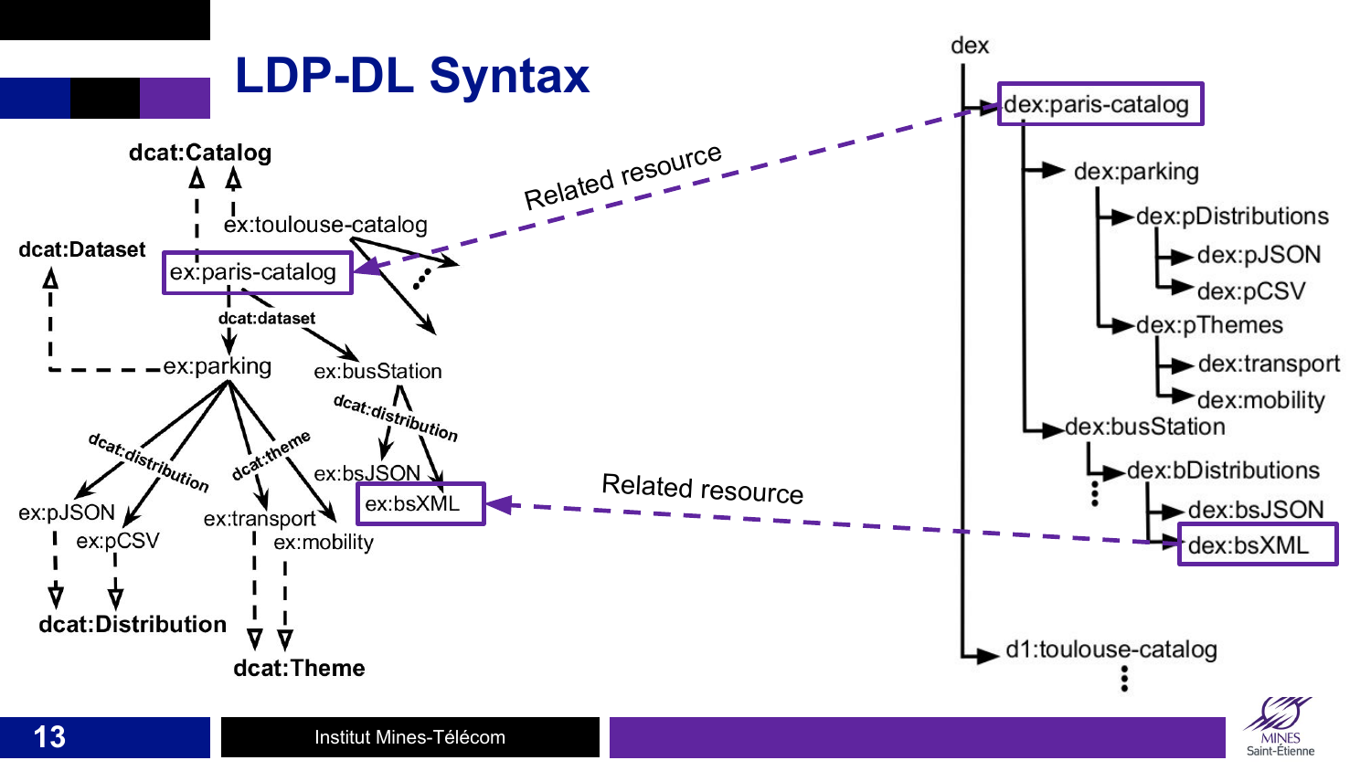# LDP-DL Syntax

dcat:Catalog

ex:toulouse-catalog

dcat:Dataset

ex:paris-catalog

dcat:dataset

ex:parking

ex:busStation

dcat:distribution

dcat:distribution

dcat:theme

ex:bsJSON

ex:bsXML

ex:pJSON

ex:pCSV

ex:transport

ex:mobility

dcat:Distribution

dcat:Theme

Related resource

Related resource

dex

dex:paris-catalog

dex:parking

dex:pDistributions

dex:pJSON

dex:pCSV

dex:pThemes

dex:transport

dex:mobility

dex:busStation

dex:bDistributions

dex:bsJSON

dex:bsXML

d1:toulouse-catalog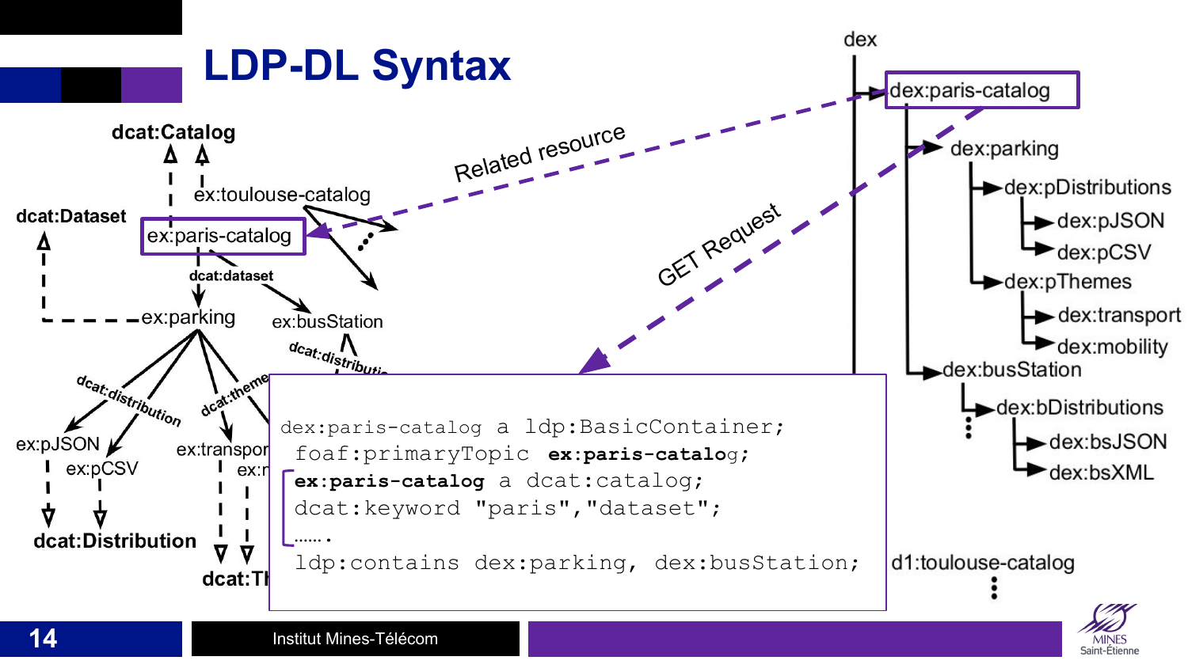# LDP-DL Syntax

dcat:Catalog

ex:toulouse-catalog

dcat:Dataset

ex:paris-catalog

dcat:dataset

ex:parking

ex:busStation

dcat:distribution

dcat:theme

ex:pJSON

ex:pCSV

ex:transpor

dcat:Distribution

dcat:T

Related resource

GET Request

```
dex:paris-catalog a ldp:BasicContainer;
 foaf:primaryTopic ex:paris-catalog;
 ex:paris-catalog a dcat:catalog;
 dcat:keyword "paris","dataset";
 ...... .
 ldp:contains dex:parking, dex:busStation;
```

- dex
  - dex:paris-catalog
    - dex:parking
      - dex:pDistributions
        - dex:pJSON
        - dex:pCSV
      - dex:pThemes
        - dex:transport
        - dex:mobility
    - dex:busStation
      - dex:bDistributions
        - dex:bsJSON
        - dex:bsXML
  - d1:toulouse-catalog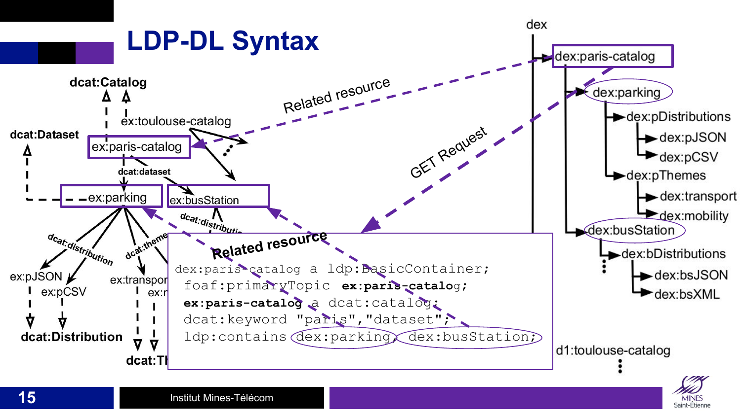# LDP-DL Syntax

dcat:Catalog

ex:toulouse-catalog

dcat:Dataset

ex:paris-catalog

dcat:dataset

ex:parking

ex:busStation

dcat:distribution

dcat:theme

ex:pJSON

ex:pCSV

ex:transport

dcat:Distribution

Related resource

GET Request

Related resource

```
dex:paris-catalog a ldp:BasicContainer;
  foaf:primaryTopic ex:paris-catalog;
  ex:paris-catalog a dcat:catalog;
  dcat:keyword "paris","dataset";
  ldp:contains dex:parking, dex:busStation;
```

- dex
  - dex:paris-catalog
    - dex:parking
      - dex:pDistributions
        - dex:pJSON
        - dex:pCSV
      - dex:pThemes
        - dex:transport
        - dex:mobility
    - dex:busStation
      - dex:bDistributions
        - dex:bsJSON
        - dex:bsXML
      - ⋮
  - d1:toulouse-catalog
  - ⋮

Institut Mines-Télécom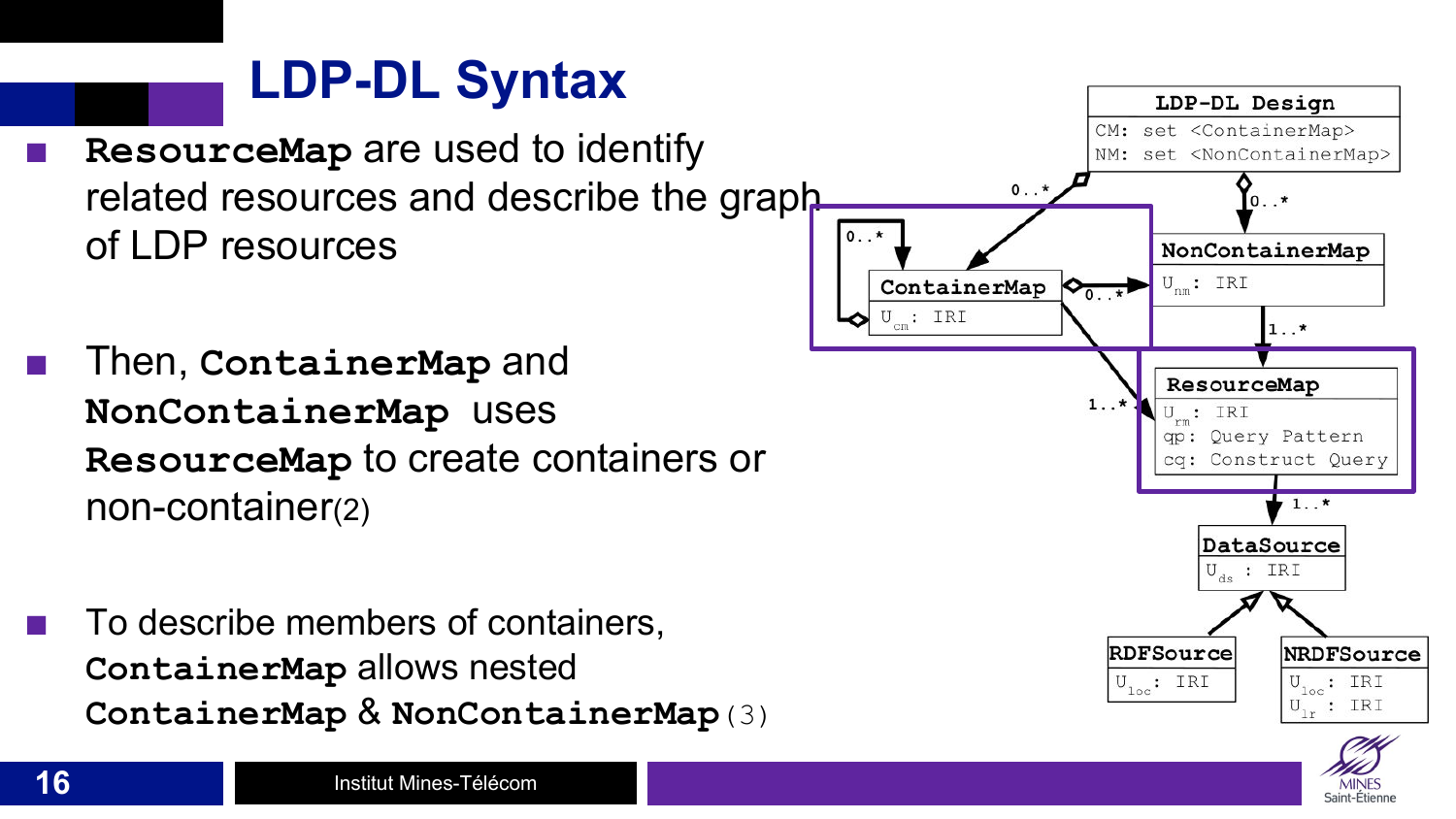# LDP-DL Syntax

- **`ResourceMap`** are used to identify related resources and describe the graph of LDP resources
- Then, **`ContainerMap`** and **`NonContainerMap`** uses **`ResourceMap`** to create containers or non-container(2)
- To describe members of containers, **`ContainerMap`** allows nested **`ContainerMap`** & **`NonContainerMap`**(3)

```
LDP-DL Design
CM: set <ContainerMap>
NM: set <NonContainerMap>

ContainerMap
U_cm: IRI

NonContainerMap
U_nm: IRI

ResourceMap
U_rm: IRI
qp: Query Pattern
cq: Construct Query

DataSource
U_ds : IRI

RDFSource
U_loc: IRI

NRDFSource
U_loc: IRI
U_lr : IRI
```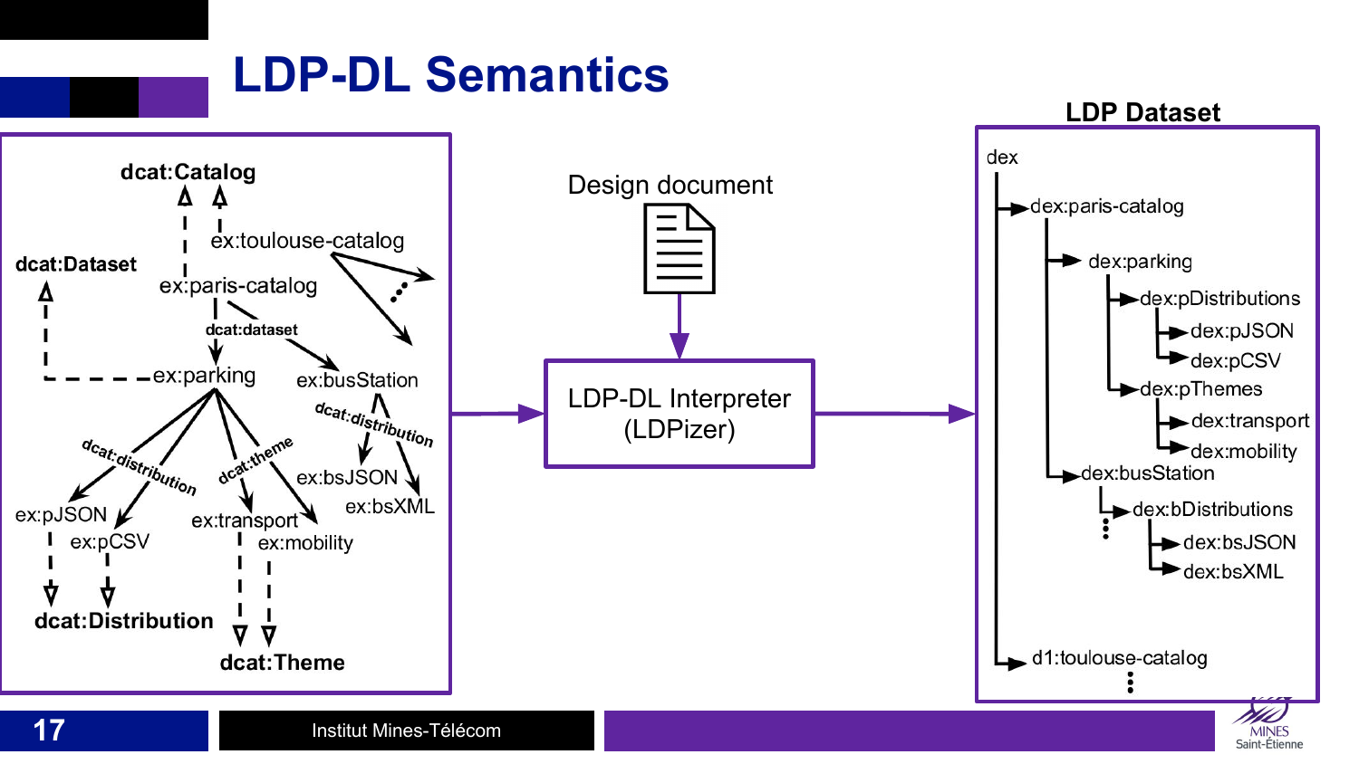# LDP-DL Semantics

dcat:Catalog

ex:toulouse-catalog

dcat:Dataset

ex:paris-catalog

dcat:dataset

ex:parking

ex:busStation

dcat:distribution

dcat:distribution

dcat:theme

ex:bsJSON

ex:bsXML

ex:pJSON

ex:pCSV

ex:transport

ex:mobility

dcat:Distribution

dcat:Theme

Design document

LDP-DL Interpreter (LDPizer)

**LDP Dataset**

dex
- dex:paris-catalog
  - dex:parking
    - dex:pDistributions
      - dex:pJSON
      - dex:pCSV
    - dex:pThemes
      - dex:transport
      - dex:mobility
  - dex:busStation
    - dex:bDistributions
      - dex:bsJSON
      - dex:bsXML
- d1:toulouse-catalog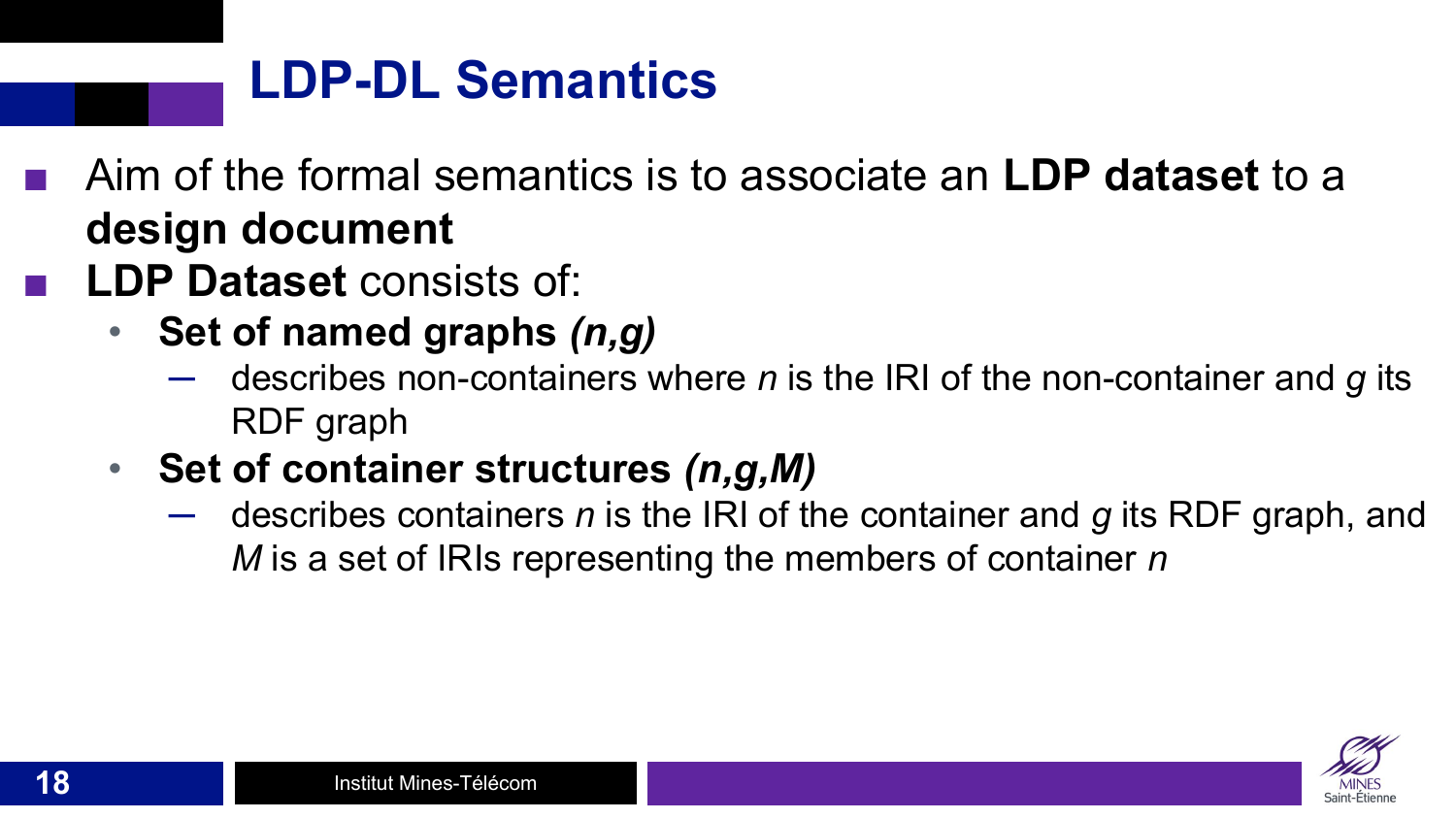# LDP-DL Semantics

- Aim of the formal semantics is to associate an **LDP dataset** to a **design document**
- **LDP Dataset** consists of:
  - **Set of named graphs *(n,g)***
    - describes non-containers where *n* is the IRI of the non-container and *g* its RDF graph
  - **Set of container structures *(n,g,M)***
    - describes containers *n* is the IRI of the container and *g* its RDF graph, and *M* is a set of IRIs representing the members of container *n*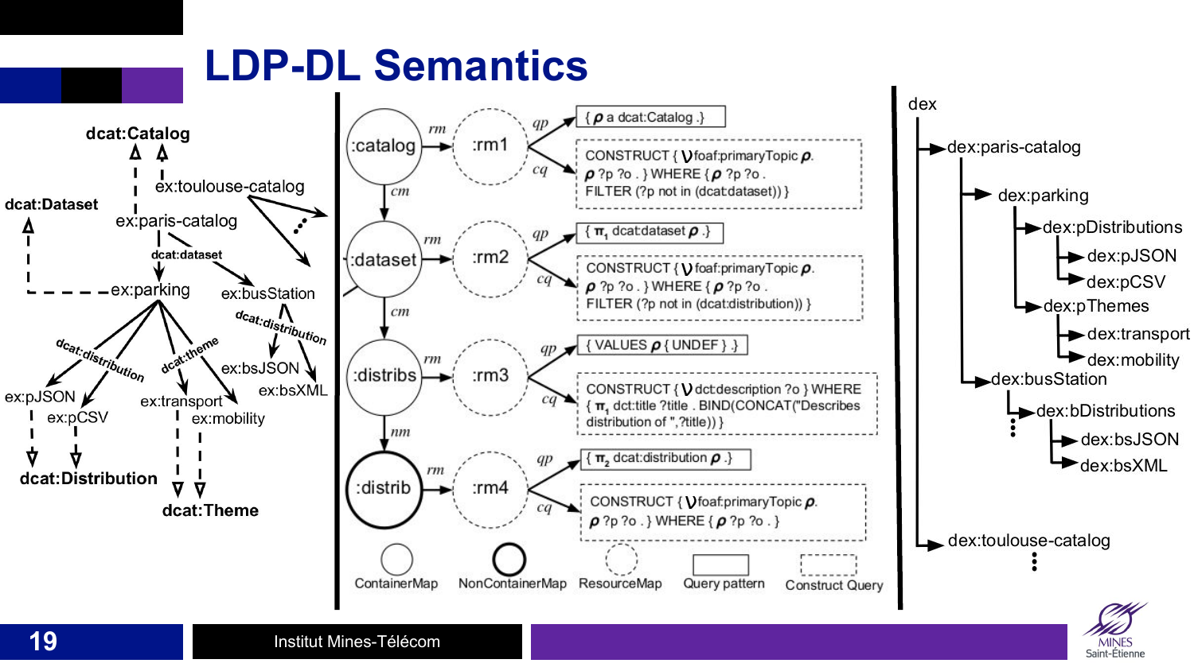# LDP-DL Semantics

dcat:Catalog

ex:toulouse-catalog

dcat:Dataset

ex:paris-catalog

dcat:dataset

ex:parking

ex:busStation

dcat:distribution

dcat:distribution

dcat:theme

ex:bsJSON

ex:bsXML

ex:pJSON

ex:pCSV

ex:transport

ex:mobility

dcat:Distribution

dcat:Theme

:catalog —rm→ :rm1

- qp: { ρ a dcat:Catalog . }
- cq: CONSTRUCT { ⋁ foaf:primaryTopic ρ. ρ ?p ?o . } WHERE { ρ ?p ?o . FILTER (?p not in (dcat:dataset)) }

cm

:dataset —rm→ :rm2

- qp: { $\pi_1$ dcat:dataset ρ .}
- cq: CONSTRUCT { ⋁ foaf:primaryTopic ρ. ρ ?p ?o . } WHERE { ρ ?p ?o . FILTER (?p not in (dcat:distribution)) }

cm

:distribs —rm→ :rm3

- qp: { VALUES ρ { UNDEF } .}
- cq: CONSTRUCT { ⋁ dct:description ?o } WHERE { $\pi_1$ dct:title ?title . BIND(CONCAT("Describes distribution of ",?title)) }

nm

:distrib —rm→ :rm4

- qp: { $\pi_2$ dcat:distribution ρ .}
- cq: CONSTRUCT { ⋁ foaf:primaryTopic ρ. ρ ?p ?o . } WHERE { ρ ?p ?o . }

ContainerMap | NonContainerMap | ResourceMap | Query pattern | Construct Query

dex
- dex:paris-catalog
  - dex:parking
    - dex:pDistributions
      - dex:pJSON
      - dex:pCSV
    - dex:pThemes
      - dex:transport
      - dex:mobility
  - dex:busStation
    - dex:bDistributions
      - dex:bsJSON
      - dex:bsXML
  - ⋮
- dex:toulouse-catalog
- ⋮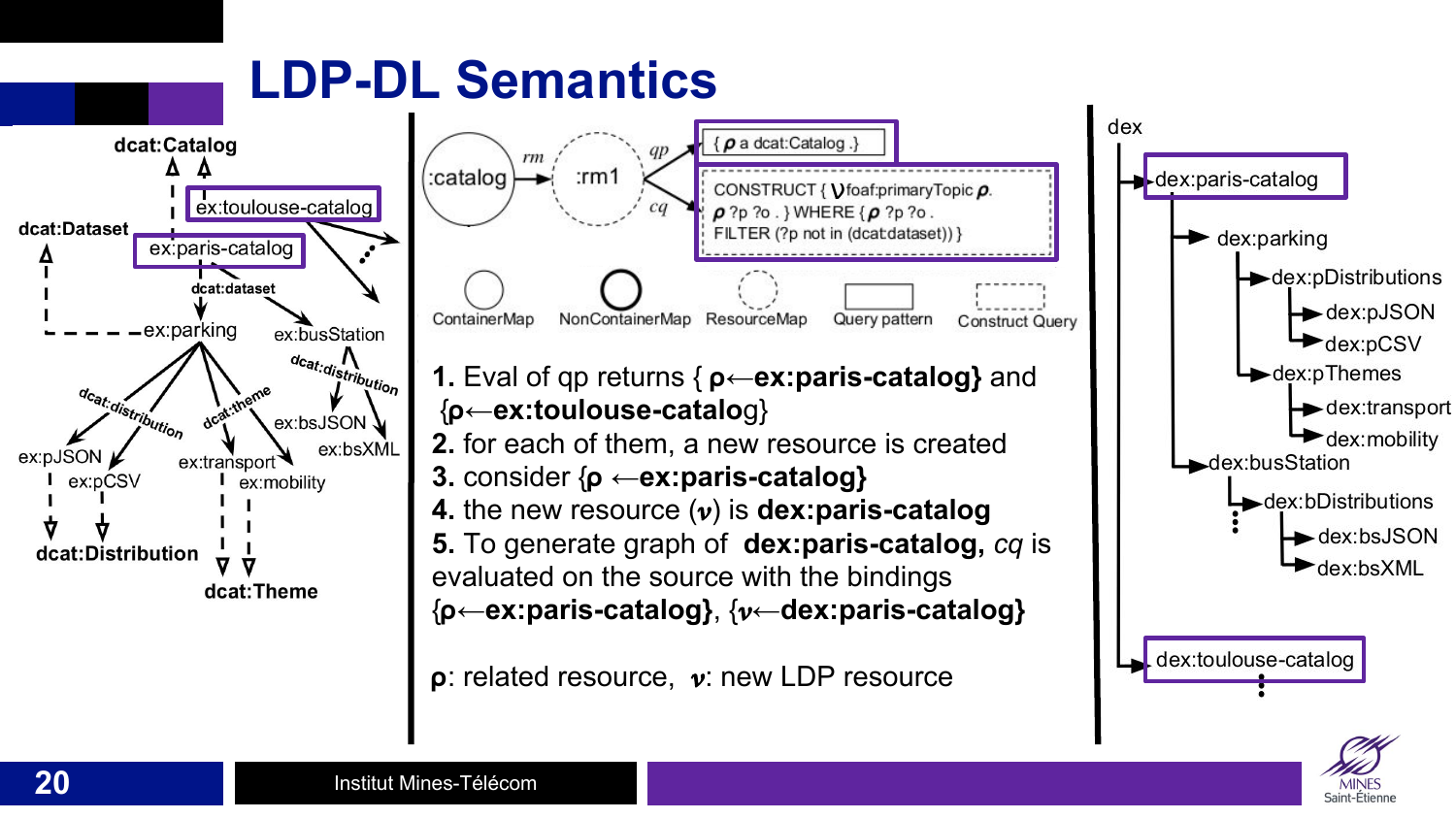# LDP-DL Semantics

dcat:Catalog

ex:toulouse-catalog

dcat:Dataset

ex:paris-catalog

dcat:dataset

ex:parking

ex:busStation

dcat:distribution

dcat:distribution

dcat:theme

ex:bsJSON

ex:bsXML

ex:pJSON

ex:pCSV

ex:transport

ex:mobility

dcat:Distribution

dcat:Theme

:catalog —rm→ :rm1 —qp→ { ρ a dcat:Catalog .}

:rm1 —cq→

```
CONSTRUCT { ν foaf:primaryTopic ρ.
ρ ?p ?o . } WHERE { ρ ?p ?o .
FILTER (?p not in (dcat:dataset)) }
```

ContainerMap | NonContainerMap | ResourceMap | Query pattern | Construct Query

1. Eval of qp returns { ρ←**ex:paris-catalog}** and {ρ←**ex:toulouse-catalo**g}
2. for each of them, a new resource is created
3. consider {ρ ←**ex:paris-catalog}**
4. the new resource ($\nu$) is **dex:paris-catalog**
5. To generate graph of **dex:paris-catalog,** *cq* is evaluated on the source with the bindings {ρ←**ex:paris-catalog}**, {$\nu$←**dex:paris-catalog}**

ρ: related resource, $\nu$: new LDP resource

dex
- dex:paris-catalog
  - dex:parking
    - dex:pDistributions
      - dex:pJSON
      - dex:pCSV
    - dex:pThemes
      - dex:transport
      - dex:mobility
  - dex:busStation
    - dex:bDistributions
      - dex:bsJSON
      - dex:bsXML
  - ⋮
- dex:toulouse-catalog
  - ⋮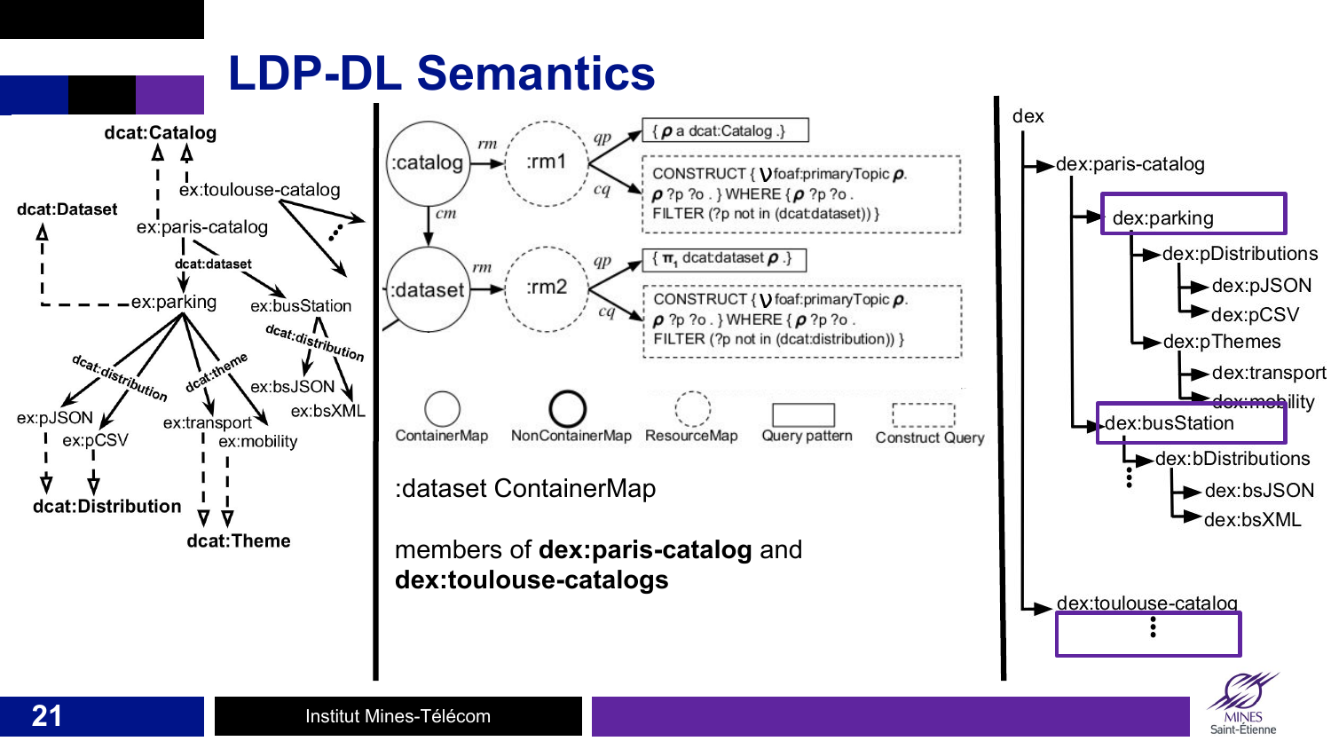# LDP-DL Semantics

dcat:Catalog

ex:toulouse-catalog

dcat:Dataset

ex:paris-catalog

dcat:dataset

ex:parking

ex:busStation

dcat:distribution

dcat:distribution

dcat:theme

ex:bsJSON

ex:bsXML

ex:pJSON

ex:pCSV

ex:transport

ex:mobility

dcat:Distribution

dcat:Theme

:catalog —rm→ :rm1

qp: { ρ a dcat:Catalog .}

cq: CONSTRUCT { ν foaf:primaryTopic ρ. ρ ?p ?o . } WHERE { ρ ?p ?o . FILTER (?p not in (dcat:dataset)) }

cm

:dataset —rm→ :rm2

qp: { $\pi_1$ dcat:dataset ρ .}

cq: CONSTRUCT { ν foaf:primaryTopic ρ. ρ ?p ?o . } WHERE { ρ ?p ?o . FILTER (?p not in (dcat:distribution)) }

ContainerMap | NonContainerMap | ResourceMap | Query pattern | Construct Query

:dataset ContainerMap

members of **dex:paris-catalog** and **dex:toulouse-catalogs**

dex
- dex:paris-catalog
  - dex:parking
    - dex:pDistributions
      - dex:pJSON
      - dex:pCSV
    - dex:pThemes
      - dex:transport
      - dex:mobility
  - dex:busStation
    - dex:bDistributions
      - dex:bsJSON
      - dex:bsXML
  - ⋮
- dex:toulouse-catalog
  - ⋮

Institut Mines-Télécom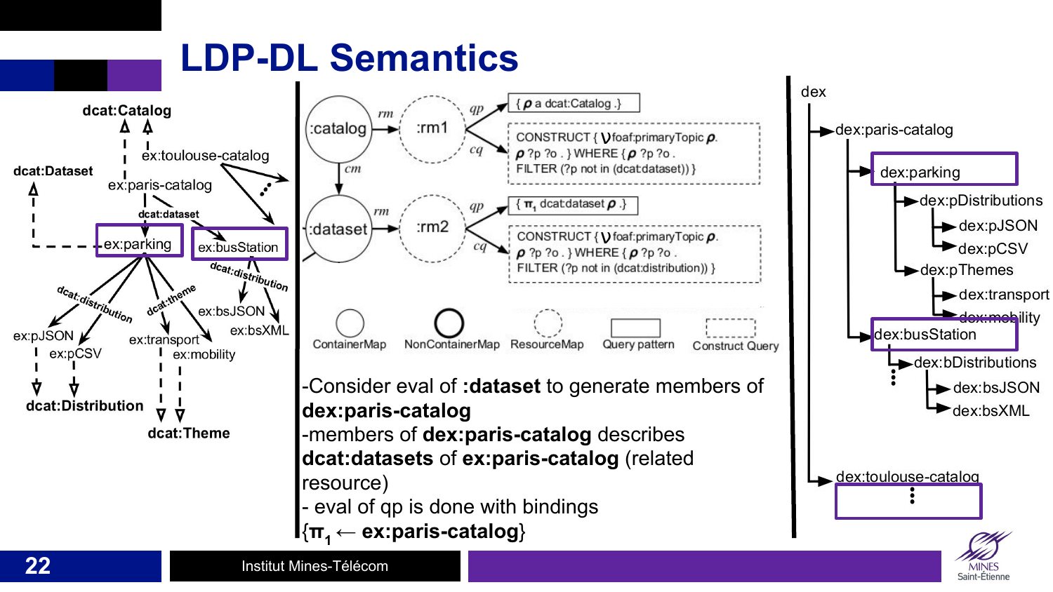# LDP-DL Semantics

dcat:Catalog

ex:toulouse-catalog

dcat:Dataset

ex:paris-catalog

dcat:dataset

ex:parking

ex:busStation

dcat:distribution

dcat:distribution

dcat:theme

ex:bsJSON

ex:bsXML

ex:pJSON

ex:pCSV

ex:transport

ex:mobility

dcat:Distribution

dcat:Theme

:catalog —rm→ :rm1 —qp→ { ρ a dcat:Catalog . }

:rm1 —cq→ CONSTRUCT { ν foaf:primaryTopic ρ. ρ ?p ?o . } WHERE { ρ ?p ?o . FILTER (?p not in (dcat:dataset)) }

:catalog —cm→ :dataset

:dataset —rm→ :rm2 —qp→ { $\pi_1$ dcat:dataset ρ .}

:rm2 —cq→ CONSTRUCT { ν foaf:primaryTopic ρ. ρ ?p ?o . } WHERE { ρ ?p ?o . FILTER (?p not in (dcat:distribution)) }

ContainerMap | NonContainerMap | ResourceMap | Query pattern | Construct Query

- Consider eval of **:dataset** to generate members of **dex:paris-catalog**
- members of **dex:paris-catalog** describes **dcat:datasets** of **ex:paris-catalog** (related resource)
- eval of qp is done with bindings {$\pi_1$ ← **ex:paris-catalog**}

dex
- dex:paris-catalog
  - dex:parking
    - dex:pDistributions
      - dex:pJSON
      - dex:pCSV
    - dex:pThemes
      - dex:transport
      - dex:mobility
  - dex:busStation
    - dex:bDistributions
      - dex:bsJSON
      - dex:bsXML
  - ⋮
- dex:toulouse-catalog
  - ⋮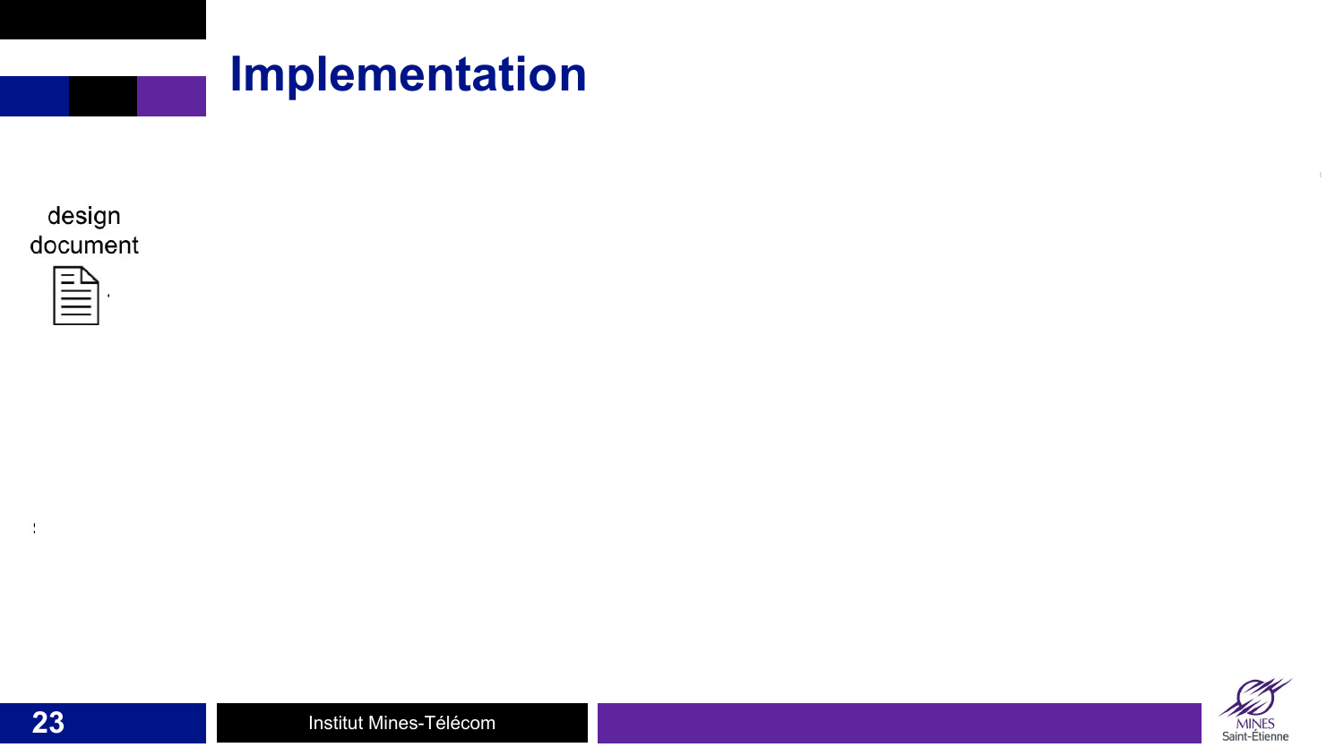# Implementation

design document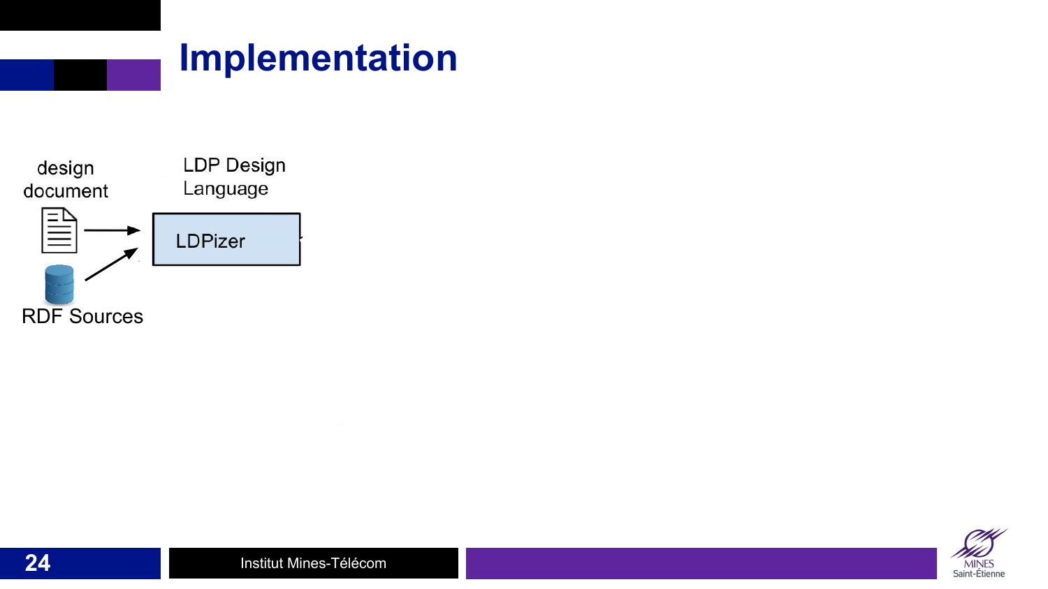# Implementation

design document

RDF Sources

LDP Design Language

LDPizer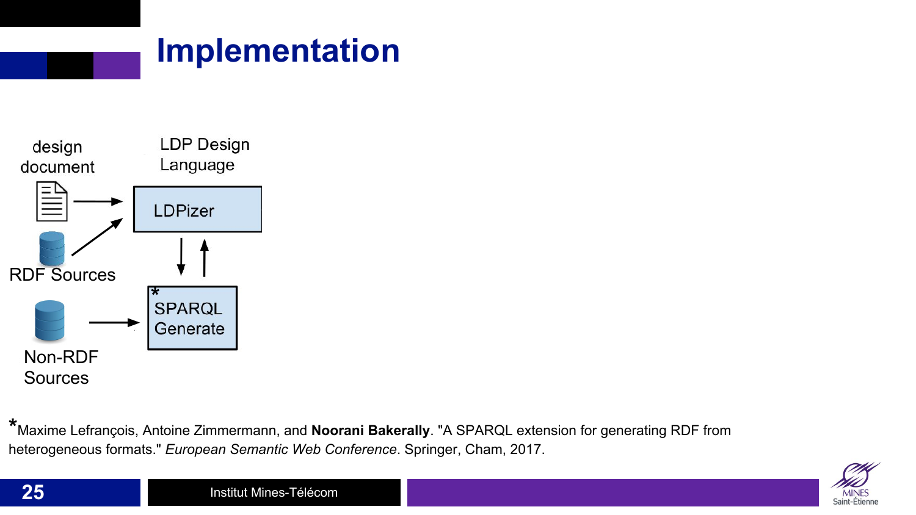# Implementation

design document

LDP Design Language

LDPizer

RDF Sources

*SPARQL Generate

Non-RDF Sources

*Maxime Lefrançois, Antoine Zimmermann, and **Noorani Bakerally**. "A SPARQL extension for generating RDF from heterogeneous formats." *European Semantic Web Conference*. Springer, Cham, 2017.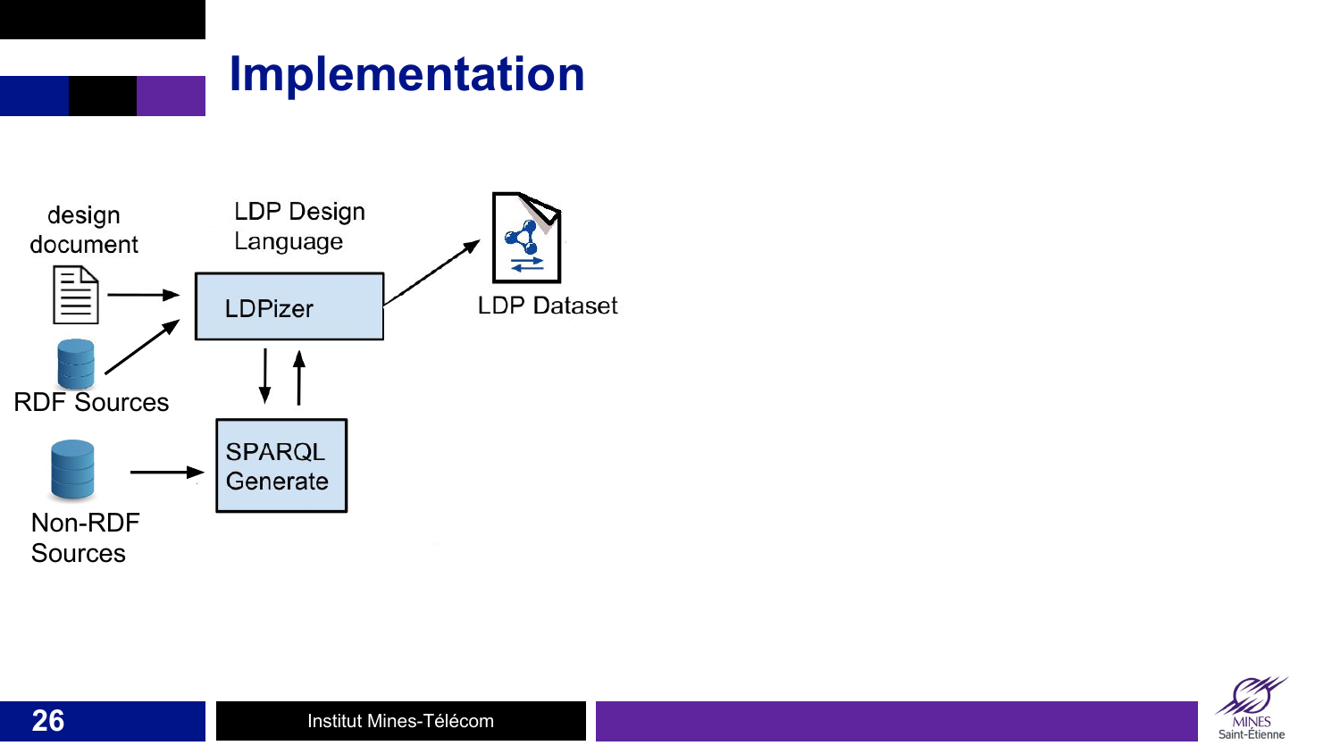# Implementation

design document

LDP Design Language

LDPizer

LDP Dataset

RDF Sources

SPARQL Generate

Non-RDF Sources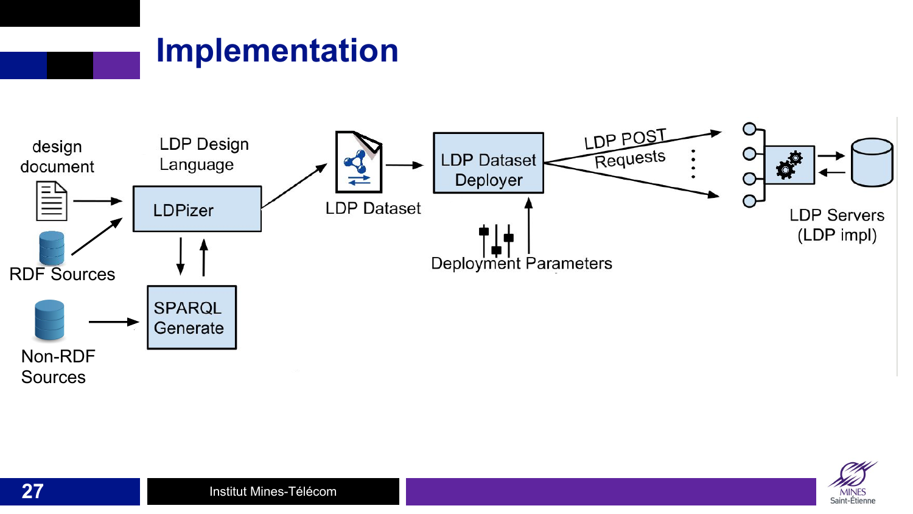# Implementation

design document

RDF Sources

Non-RDF Sources

LDP Design Language

LDPizer

SPARQL Generate

LDP Dataset

LDP Dataset Deployer

Deployment Parameters

LDP POST Requests

LDP Servers (LDP impl)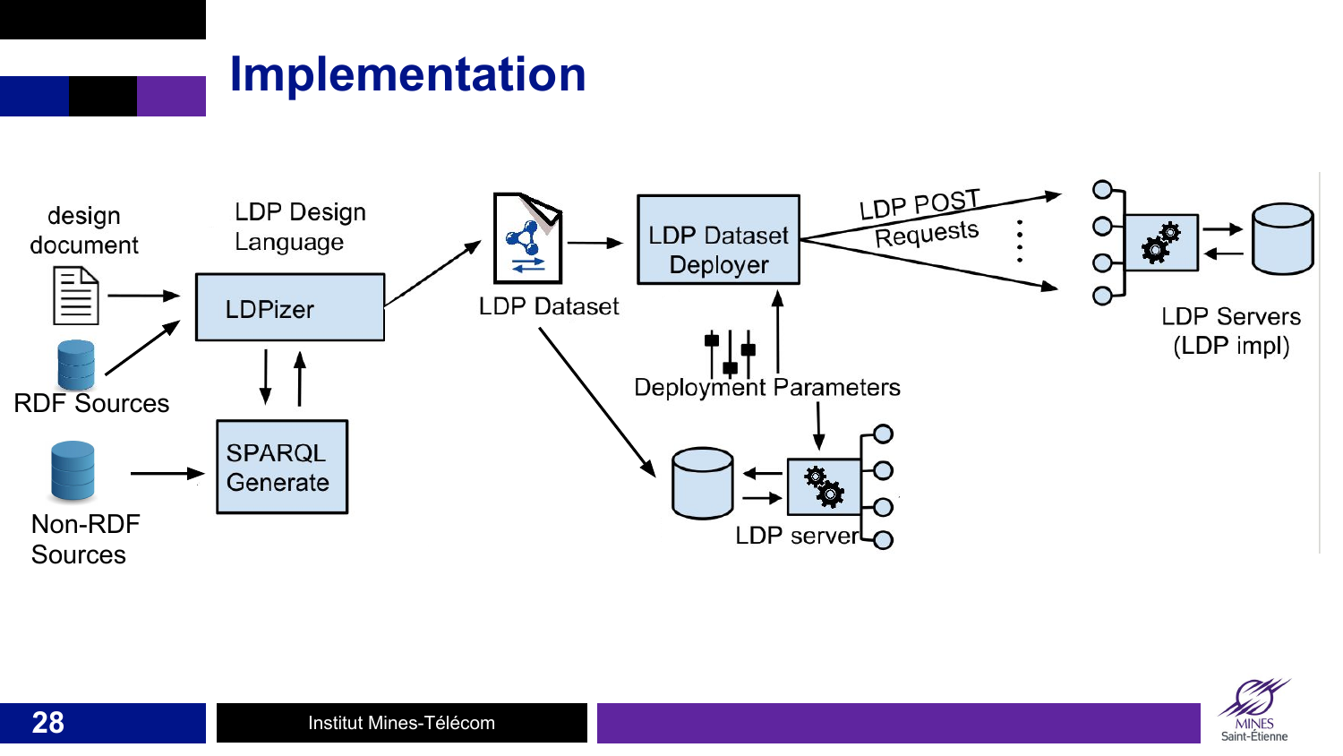# Implementation

design document

RDF Sources

Non-RDF Sources

LDP Design Language

LDPizer

SPARQL Generate

LDP Dataset

LDP Dataset Deployer

LDP POST Requests

Deployment Parameters

LDP Servers (LDP impl)

LDP server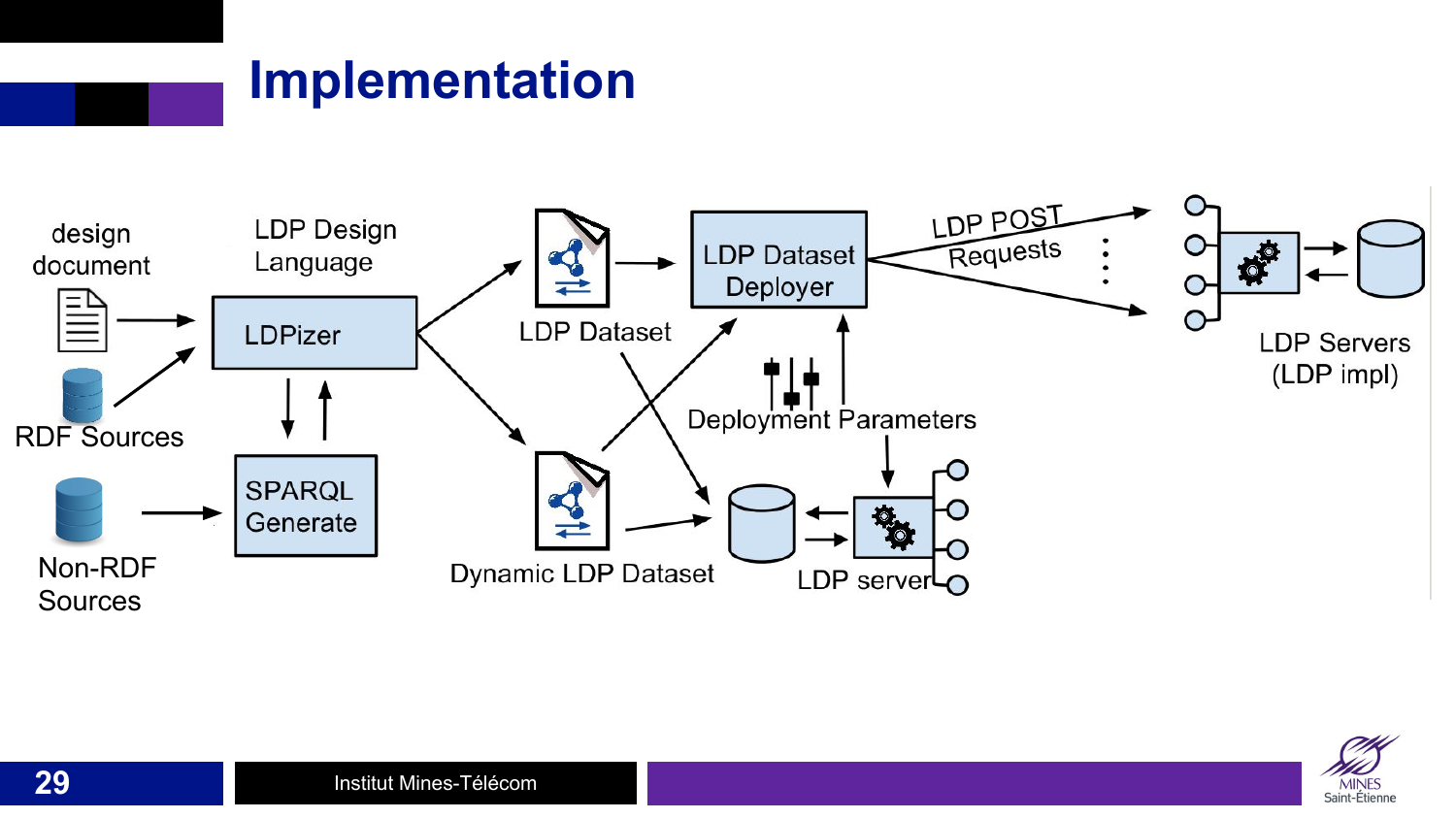# Implementation

design document

RDF Sources

Non-RDF Sources

LDP Design Language

LDPizer

SPARQL Generate

LDP Dataset

Dynamic LDP Dataset

LDP Dataset Deployer

LDP POST Requests

Deployment Parameters

LDP server

LDP Servers (LDP impl)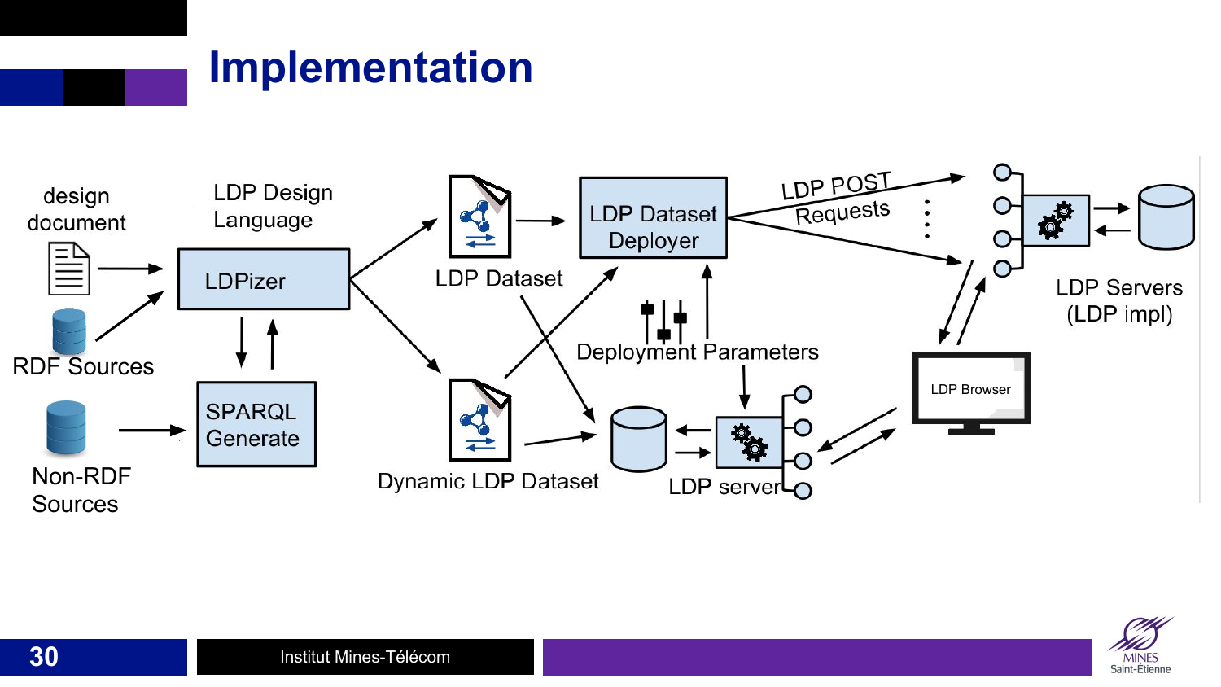# Implementation

design document

RDF Sources

Non-RDF Sources

LDP Design Language

LDPizer

SPARQL Generate

LDP Dataset

Dynamic LDP Dataset

LDP Dataset Deployer

Deployment Parameters

LDP POST Requests

LDP server

LDP Servers (LDP impl)

LDP Browser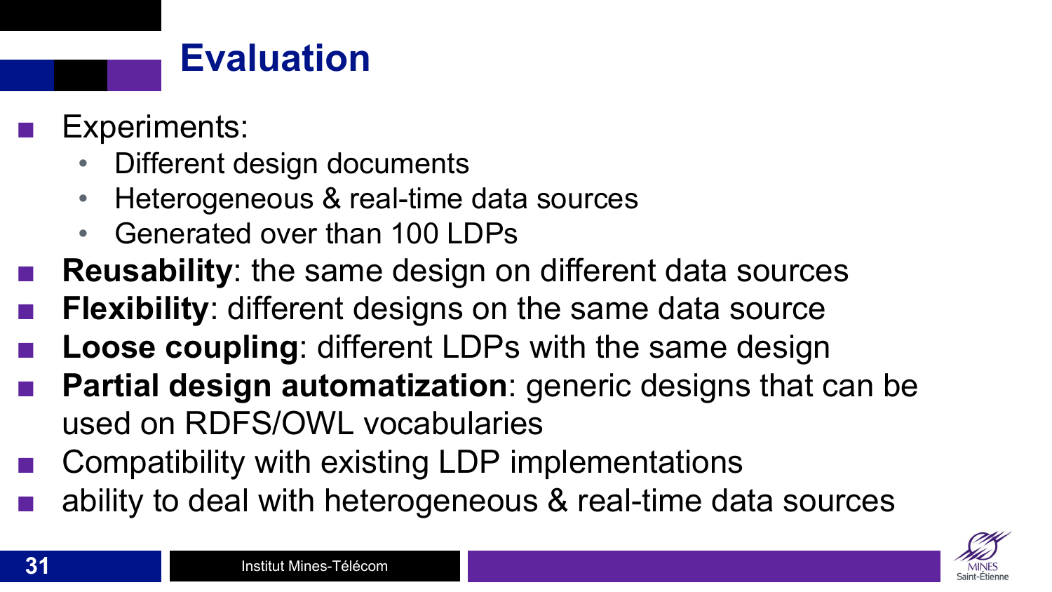# Evaluation

- Experiments:
  - Different design documents
  - Heterogeneous & real-time data sources
  - Generated over than 100 LDPs
- **Reusability**: the same design on different data sources
- **Flexibility**: different designs on the same data source
- **Loose coupling**: different LDPs with the same design
- **Partial design automatization**: generic designs that can be used on RDFS/OWL vocabularies
- Compatibility with existing LDP implementations
- ability to deal with heterogeneous & real-time data sources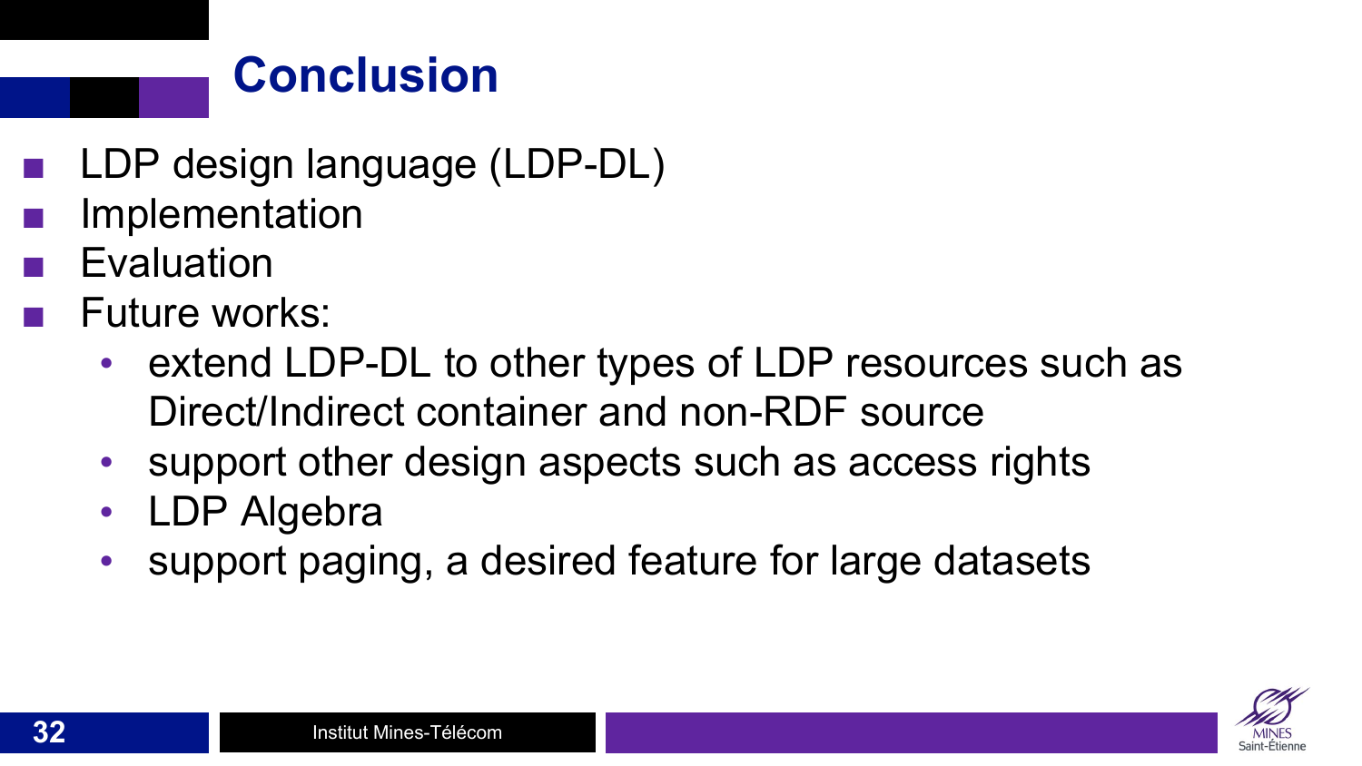# Conclusion

- LDP design language (LDP-DL)
- Implementation
- Evaluation
- Future works:
  - extend LDP-DL to other types of LDP resources such as Direct/Indirect container and non-RDF source
  - support other design aspects such as access rights
  - LDP Algebra
  - support paging, a desired feature for large datasets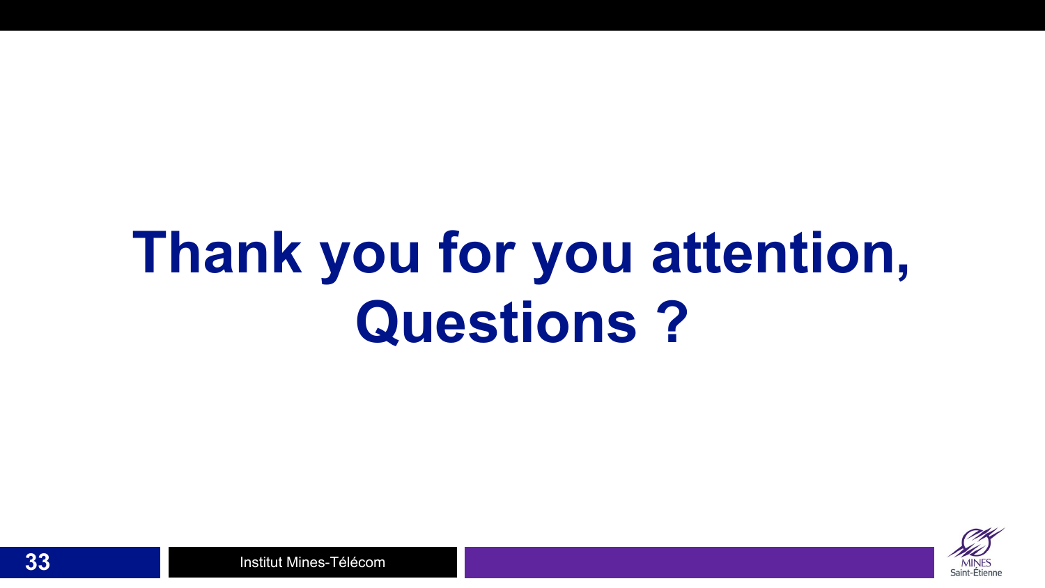# Thank you for you attention, Questions ?